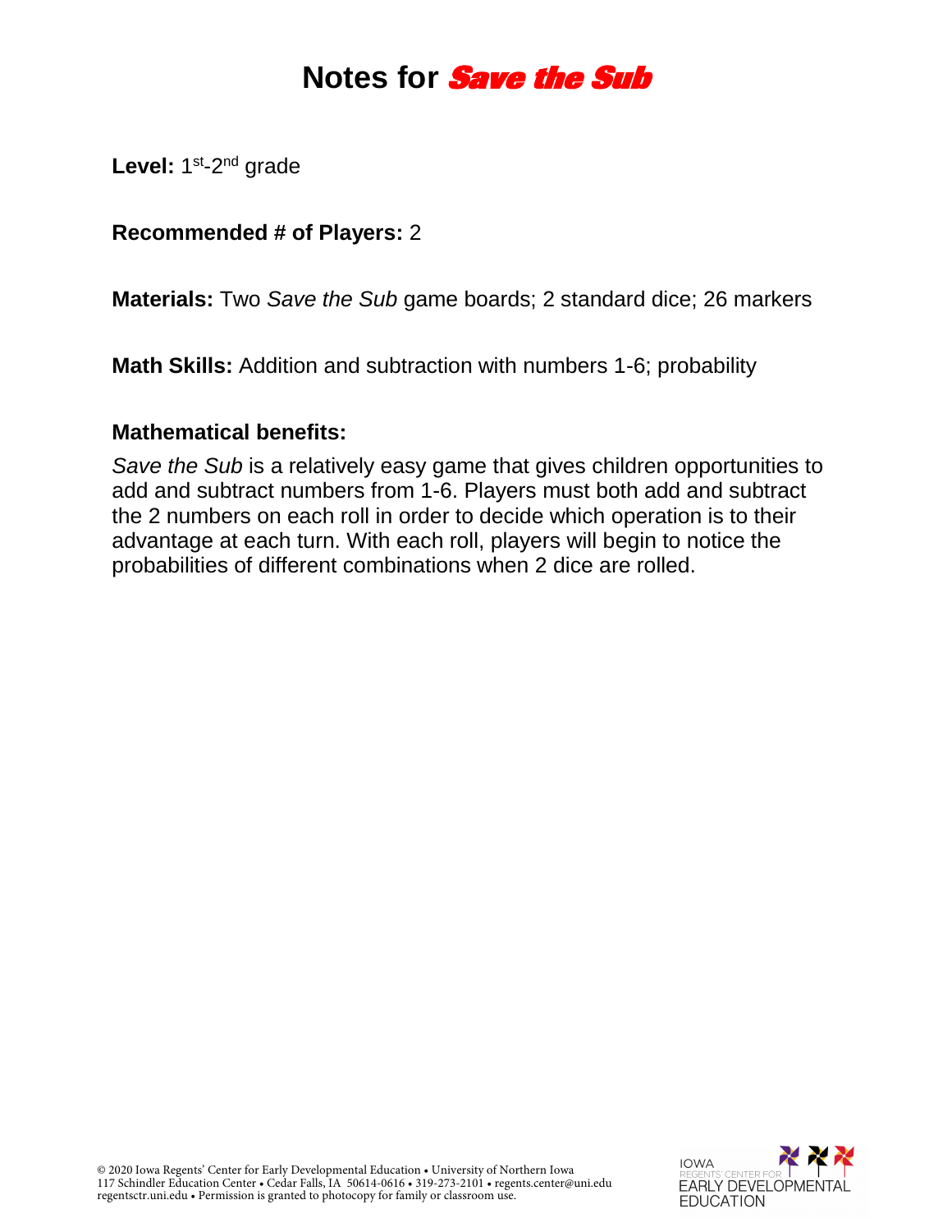# Notes for *Save the Sub*

**Level:** 1st-2nd grade

**Recommended # of Players:** 2

**Materials:** Two *Save the Sub* game boards; 2 standard dice; 26 markers

**Math Skills:** Addition and subtraction with numbers 1-6; probability

**Mathematical benefits:**

*Save the Sub* is a relatively easy game that gives children opportunities to add and subtract numbers from 1-6. Players must both add and subtract the 2 numbers on each roll in order to decide which operation is to their advantage at each turn. With each roll, players will begin to notice the probabilities of different combinations when 2 dice are rolled.

© 2020 Iowa Regents' Center for Early Developmental Education • University of Northern Iowa
117 Schindler Education Center • Cedar Falls, IA 50614-0616 • 319-273-2101 • regents.center@uni.edu
regentsctr.uni.edu • Permission is granted to photocopy for family or classroom use.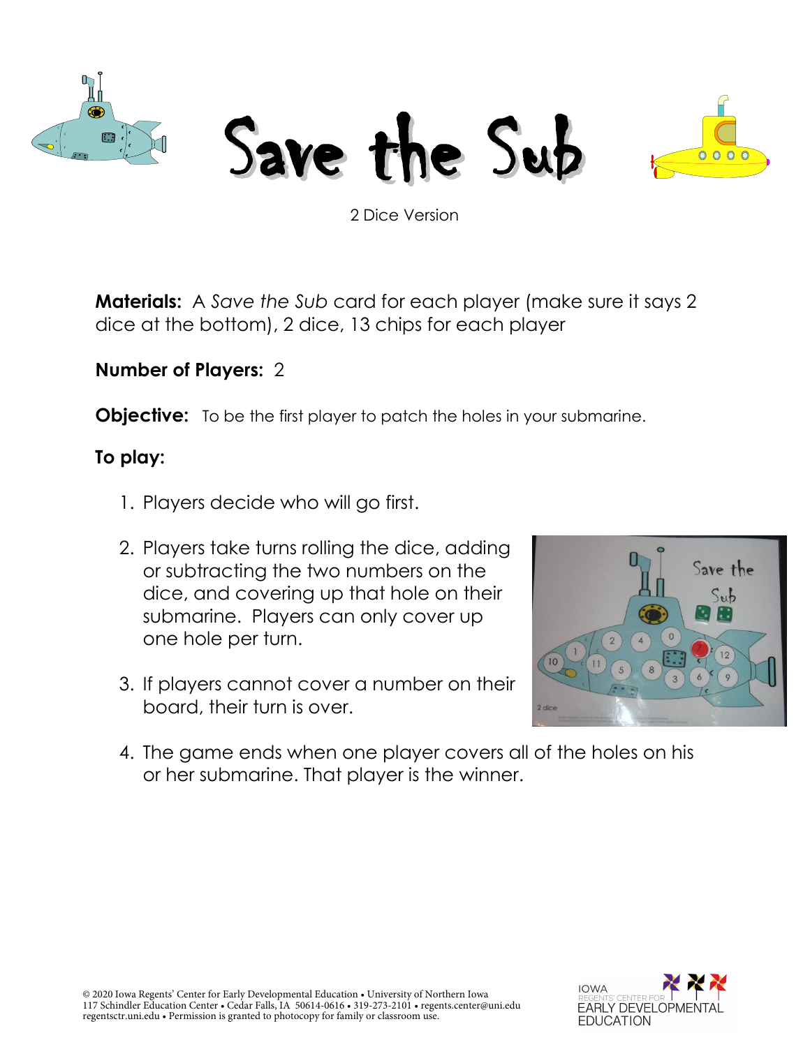# Save the Sub

2 Dice Version

**Materials:** A *Save the Sub* card for each player (make sure it says 2 dice at the bottom), 2 dice, 13 chips for each player

**Number of Players:** 2

**Objective:** To be the first player to patch the holes in your submarine.

**To play:**

1. Players decide who will go first.
2. Players take turns rolling the dice, adding or subtracting the two numbers on the dice, and covering up that hole on their submarine. Players can only cover up one hole per turn.
3. If players cannot cover a number on their board, their turn is over.
4. The game ends when one player covers all of the holes on his or her submarine. That player is the winner.

© 2020 Iowa Regents' Center for Early Developmental Education • University of Northern Iowa
117 Schindler Education Center • Cedar Falls, IA 50614-0616 • 319-273-2101 • regents.center@uni.edu
regentsctr.uni.edu • Permission is granted to photocopy for family or classroom use.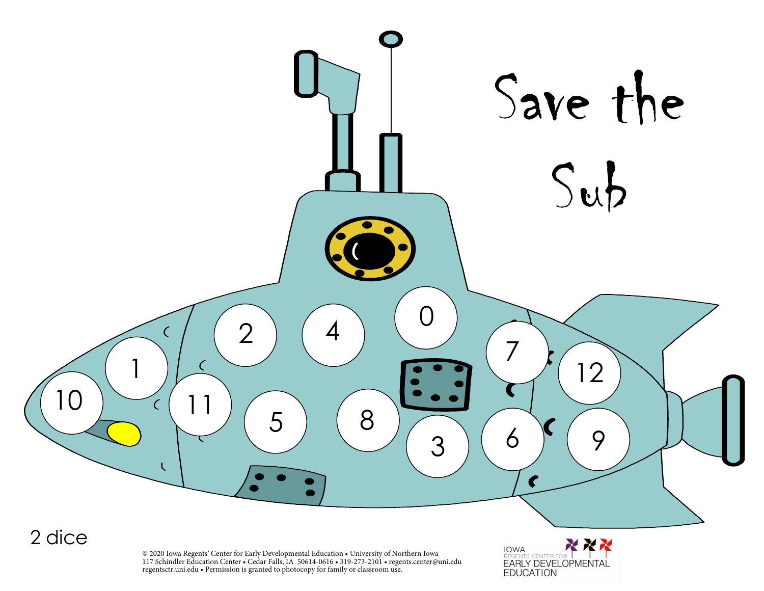# Save the Sub

10 1 2 4 0 7 12

11 5 8 3 6 9

2 dice

© 2020 Iowa Regents' Center for Early Developmental Education • University of Northern Iowa
117 Schindler Education Center • Cedar Falls, IA 50614-0616 • 319-273-2101 • regents.center@uni.edu
regentsctr.uni.edu • Permission is granted to photocopy for family or classroom use.

IOWA REGENTS' CENTER FOR EARLY DEVELOPMENTAL EDUCATION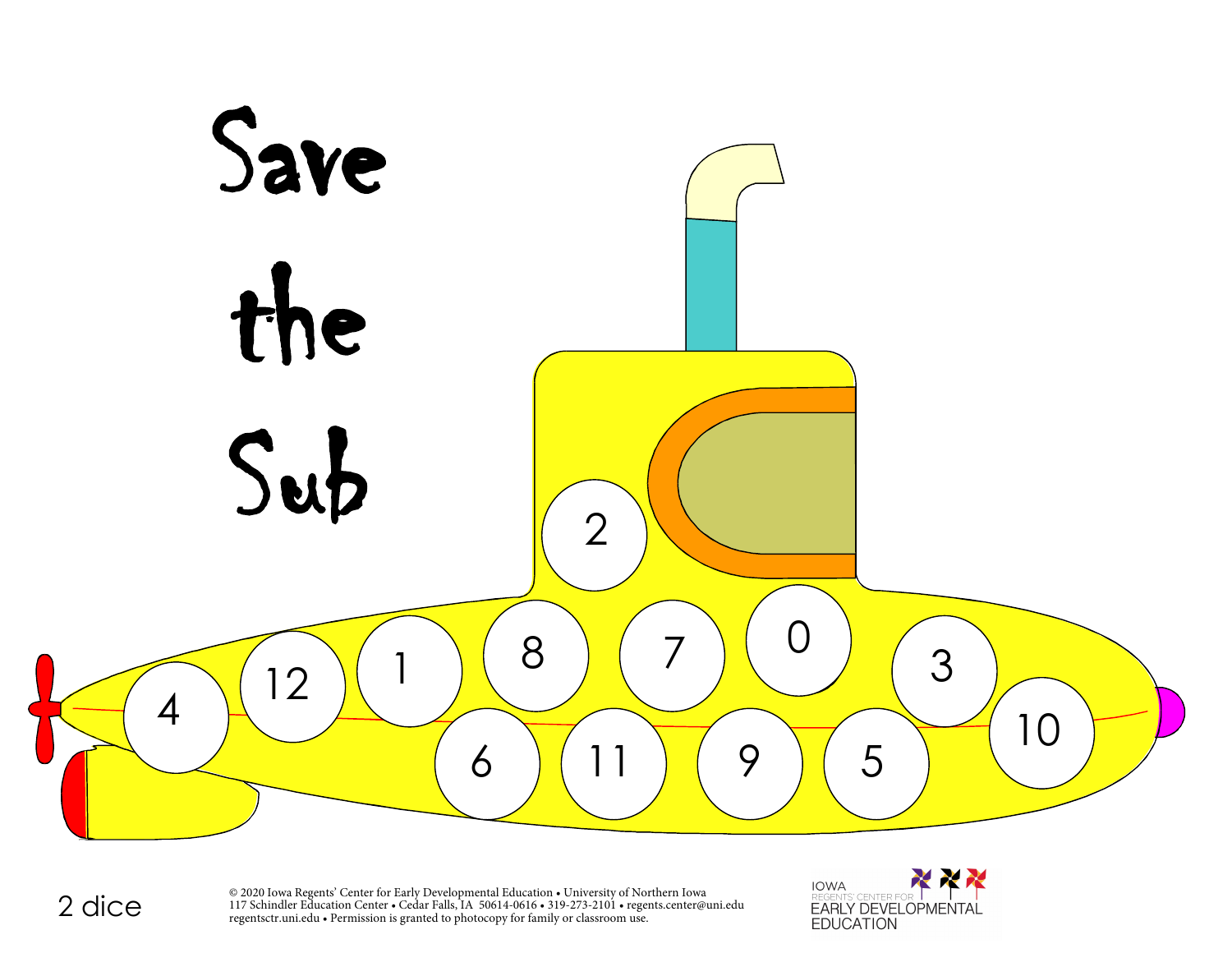# Save the Sub

2

4 12 1 8 7 0 3

6 11 9 5 10

2 dice

© 2020 Iowa Regents' Center for Early Developmental Education • University of Northern Iowa
117 Schindler Education Center • Cedar Falls, IA 50614-0616 • 319-273-2101 • regents.center@uni.edu
regentsctr.uni.edu • Permission is granted to photocopy for family or classroom use.

IOWA REGENTS' CENTER FOR EARLY DEVELOPMENTAL EDUCATION